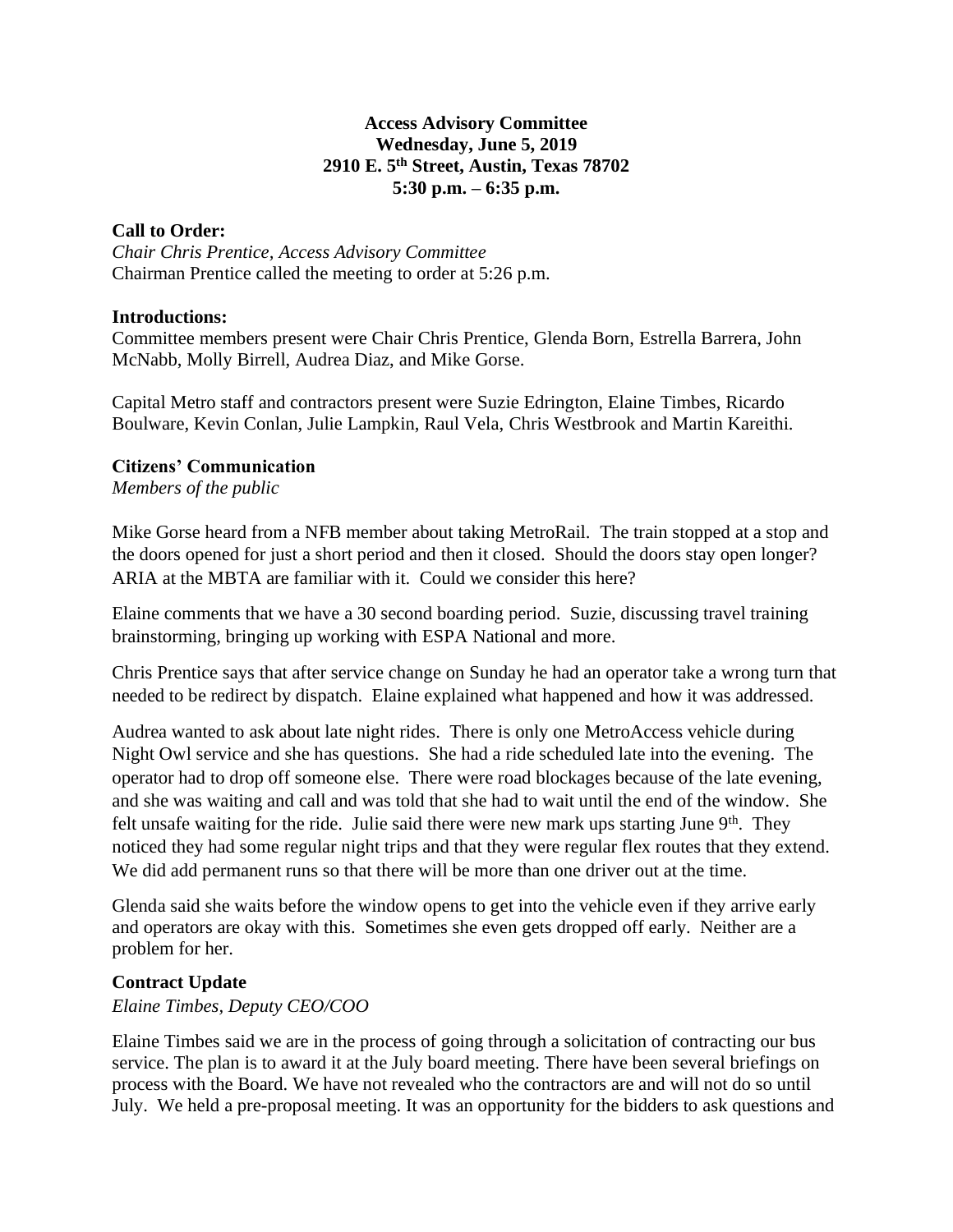**Access Advisory Committee**
**Wednesday, June 5, 2019**
**2910 E. 5th Street, Austin, Texas 78702**
**5:30 p.m. – 6:35 p.m.**

**Call to Order:**
*Chair Chris Prentice, Access Advisory Committee*
Chairman Prentice called the meeting to order at 5:26 p.m.

**Introductions:**
Committee members present were Chair Chris Prentice, Glenda Born, Estrella Barrera, John McNabb, Molly Birrell, Audrea Diaz, and Mike Gorse.

Capital Metro staff and contractors present were Suzie Edrington, Elaine Timbes, Ricardo Boulware, Kevin Conlan, Julie Lampkin, Raul Vela, Chris Westbrook and Martin Kareithi.

**Citizens' Communication**
*Members of the public*

Mike Gorse heard from a NFB member about taking MetroRail. The train stopped at a stop and the doors opened for just a short period and then it closed. Should the doors stay open longer? ARIA at the MBTA are familiar with it. Could we consider this here?

Elaine comments that we have a 30 second boarding period. Suzie, discussing travel training brainstorming, bringing up working with ESPA National and more.

Chris Prentice says that after service change on Sunday he had an operator take a wrong turn that needed to be redirect by dispatch. Elaine explained what happened and how it was addressed.

Audrea wanted to ask about late night rides. There is only one MetroAccess vehicle during Night Owl service and she has questions. She had a ride scheduled late into the evening. The operator had to drop off someone else. There were road blockages because of the late evening, and she was waiting and call and was told that she had to wait until the end of the window. She felt unsafe waiting for the ride. Julie said there were new mark ups starting June 9th. They noticed they had some regular night trips and that they were regular flex routes that they extend. We did add permanent runs so that there will be more than one driver out at the time.

Glenda said she waits before the window opens to get into the vehicle even if they arrive early and operators are okay with this. Sometimes she even gets dropped off early. Neither are a problem for her.

**Contract Update**
*Elaine Timbes, Deputy CEO/COO*

Elaine Timbes said we are in the process of going through a solicitation of contracting our bus service. The plan is to award it at the July board meeting. There have been several briefings on process with the Board. We have not revealed who the contractors are and will not do so until July. We held a pre-proposal meeting. It was an opportunity for the bidders to ask questions and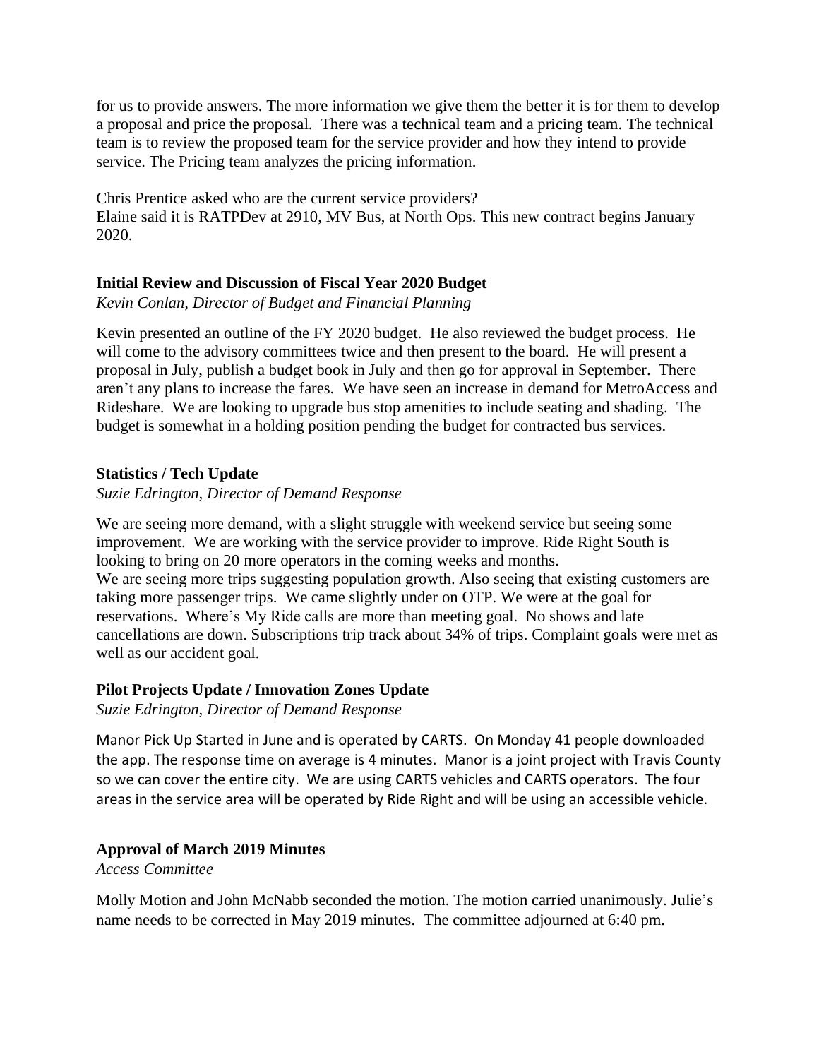for us to provide answers. The more information we give them the better it is for them to develop a proposal and price the proposal. There was a technical team and a pricing team. The technical team is to review the proposed team for the service provider and how they intend to provide service. The Pricing team analyzes the pricing information.

Chris Prentice asked who are the current service providers?
Elaine said it is RATPDev at 2910, MV Bus, at North Ops. This new contract begins January 2020.

**Initial Review and Discussion of Fiscal Year 2020 Budget**
*Kevin Conlan, Director of Budget and Financial Planning*

Kevin presented an outline of the FY 2020 budget. He also reviewed the budget process. He will come to the advisory committees twice and then present to the board. He will present a proposal in July, publish a budget book in July and then go for approval in September. There aren't any plans to increase the fares. We have seen an increase in demand for MetroAccess and Rideshare. We are looking to upgrade bus stop amenities to include seating and shading. The budget is somewhat in a holding position pending the budget for contracted bus services.

**Statistics / Tech Update**
*Suzie Edrington, Director of Demand Response*

We are seeing more demand, with a slight struggle with weekend service but seeing some improvement. We are working with the service provider to improve. Ride Right South is looking to bring on 20 more operators in the coming weeks and months.
We are seeing more trips suggesting population growth. Also seeing that existing customers are taking more passenger trips. We came slightly under on OTP. We were at the goal for reservations. Where's My Ride calls are more than meeting goal. No shows and late cancellations are down. Subscriptions trip track about 34% of trips. Complaint goals were met as well as our accident goal.

**Pilot Projects Update / Innovation Zones Update**
*Suzie Edrington, Director of Demand Response*

Manor Pick Up Started in June and is operated by CARTS. On Monday 41 people downloaded the app. The response time on average is 4 minutes. Manor is a joint project with Travis County so we can cover the entire city. We are using CARTS vehicles and CARTS operators. The four areas in the service area will be operated by Ride Right and will be using an accessible vehicle.

**Approval of March 2019 Minutes**
*Access Committee*

Molly Motion and John McNabb seconded the motion. The motion carried unanimously. Julie's name needs to be corrected in May 2019 minutes. The committee adjourned at 6:40 pm.